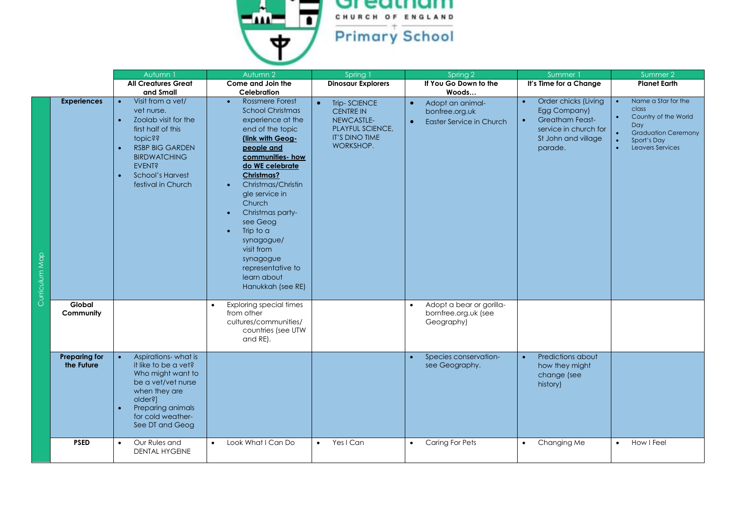# Greatham Church of England Primary School

| Curriculum Map | | Autumn 1 | Autumn 2 | Spring 1 | Spring 2 | Summer 1 | Summer 2 |
|---|---|---|---|---|---|---|---|
| | | **All Creatures Great and Small** | **Come and Join the Celebration** | **Dinosaur Explorers** | **If You Go Down to the Woods…** | **It's Time for a Change** | **Planet Earth** |
| | **Experiences** | • Visit from a vet/ vet nurse. • Zoolab visit for the first half of this topic?? • RSBP BIG GARDEN BIRDWATCHING EVENT? • School's Harvest festival in Church | • Rossmere Forest School Christmas experience at the end of the topic **(link with Geog- people and communities- how do WE celebrate Christmas?** • Christmas/Christingle service in Church • Christmas party- see Geog • Trip to a synagogue/ visit from synagogue representative to learn about Hanukkah (see RE) | • Trip- SCIENCE CENTRE IN NEWCASTLE- PLAYFUL SCIENCE, IT'S DINO TIME WORKSHOP. | • Adopt an animal- bonfree.org.uk • Easter Service in Church | • Order chicks (Living Egg Company) • Greatham Feast- service in church for St John and village parade. | • Name a Star for the class • Country of the World Day • Graduation Ceremony • Sport's Day • Leavers Services |
| | **Global Community** | | • Exploring special times from other cultures/communities/ countries (see UTW and RE). | | • Adopt a bear or gorilla- bornfree.org.uk (see Geography) | | |
| | **Preparing for the Future** | • Aspirations- what is it like to be a vet? Who might want to be a vet/vet nurse when they are older?] • Preparing animals for cold weather- See DT and Geog | | | • Species conservation- see Geography. | • Predictions about how they might change (see history) | |
| | **PSED** | • Our Rules and DENTAL HYGEINE | • Look What I Can Do | • Yes I Can | • Caring For Pets | • Changing Me | • How I Feel |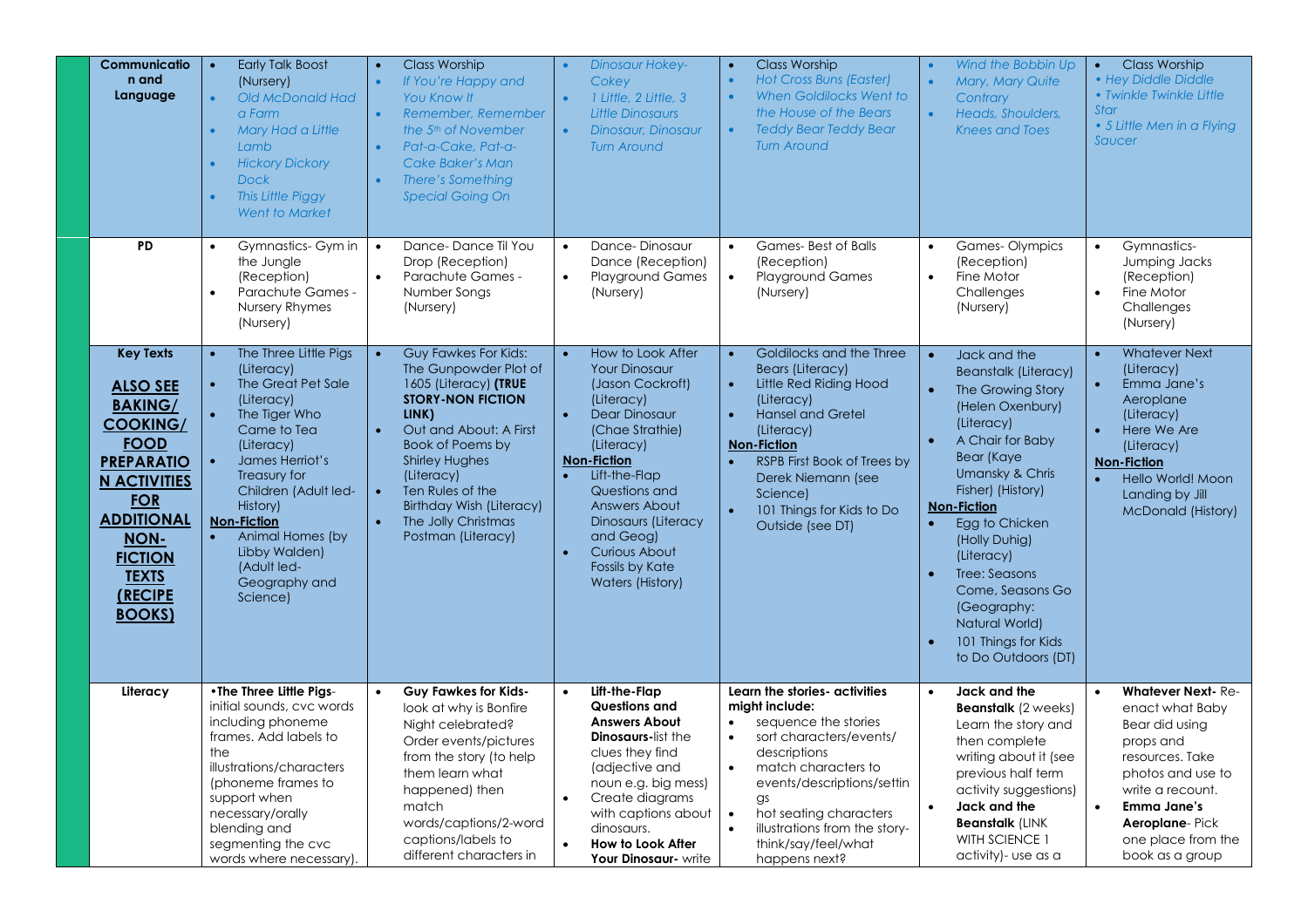| | | | | | | |
|---|---|---|---|---|---|---|
| **Communication and Language** | • Early Talk Boost (Nursery)<br>• *Old McDonald Had a Farm*<br>• *Mary Had a Little Lamb*<br>• *Hickory Dickory Dock*<br>• *This Little Piggy Went to Market* | • Class Worship<br>• *If You're Happy and You Know It*<br>• *Remember, Remember the 5th of November*<br>• *Pat-a-Cake, Pat-a-Cake Baker's Man*<br>• *There's Something Special Going On* | • *Dinosaur Hokey-Cokey*<br>• *1 Little, 2 Little, 3 Little Dinosaurs*<br>• *Dinosaur, Dinosaur Turn Around* | • Class Worship<br>• *Hot Cross Buns (Easter)*<br>• *When Goldilocks Went to the House of the Bears*<br>• *Teddy Bear Teddy Bear Turn Around* | • *Wind the Bobbin Up*<br>• *Mary, Mary Quite Contrary*<br>• *Heads, Shoulders, Knees and Toes* | • Class Worship<br>• *Hey Diddle Diddle*<br>• *Twinkle Twinkle Little Star*<br>• *5 Little Men in a Flying Saucer* |
| **PD** | • Gymnastics- Gym in the Jungle (Reception)<br>• Parachute Games - Nursery Rhymes (Nursery) | • Dance- Dance Til You Drop (Reception)<br>• Parachute Games - Number Songs (Nursery) | • Dance- Dinosaur Dance (Reception)<br>• Playground Games (Nursery) | • Games- Best of Balls (Reception)<br>• Playground Games (Nursery) | • Games- Olympics (Reception)<br>• Fine Motor Challenges (Nursery) | • Gymnastics- Jumping Jacks (Reception)<br>• Fine Motor Challenges (Nursery) |
| **Key Texts**<br><br>**ALSO SEE BAKING/ COOKING/ FOOD PREPARATION ACTIVITIES FOR ADDITIONAL NON-FICTION TEXTS (RECIPE BOOKS)** | • The Three Little Pigs (Literacy)<br>• The Great Pet Sale (Literacy)<br>• The Tiger Who Came to Tea (Literacy)<br>• James Herriot's Treasury for Children (Adult led-History)<br>**Non-Fiction**<br>• Animal Homes (by Libby Walden) (Adult led-Geography and Science) | • Guy Fawkes For Kids: The Gunpowder Plot of 1605 (Literacy) **(TRUE STORY-NON FICTION LINK)**<br>• Out and About: A First Book of Poems by Shirley Hughes (Literacy)<br>• Ten Rules of the Birthday Wish (Literacy)<br>• The Jolly Christmas Postman (Literacy) | • How to Look After Your Dinosaur (Jason Cockroft) (Literacy)<br>• Dear Dinosaur (Chae Strathie) (Literacy)<br>**Non-Fiction**<br>• Lift-the-Flap Questions and Answers About Dinosaurs (Literacy and Geog)<br>• Curious About Fossils by Kate Waters (History) | • Goldilocks and the Three Bears (Literacy)<br>• Little Red Riding Hood (Literacy)<br>• Hansel and Gretel (Literacy)<br>**Non-Fiction**<br>• RSPB First Book of Trees by Derek Niemann (see Science)<br>• 101 Things for Kids to Do Outside (see DT) | • Jack and the Beanstalk (Literacy)<br>• The Growing Story (Helen Oxenbury) (Literacy)<br>• A Chair for Baby Bear (Kaye Umansky & Chris Fisher) (History)<br>**Non-Fiction**<br>• Egg to Chicken (Holly Duhig) (Literacy)<br>• Tree: Seasons Come, Seasons Go (Geography: Natural World)<br>• 101 Things for Kids to Do Outdoors (DT) | • Whatever Next (Literacy)<br>• Emma Jane's Aeroplane (Literacy)<br>• Here We Are (Literacy)<br>**Non-Fiction**<br>• Hello World! Moon Landing by Jill McDonald (History) |
| **Literacy** | •**The Three Little Pigs**- initial sounds, cvc words including phoneme frames. Add labels to the illustrations/characters (phoneme frames to support when necessary/orally blending and segmenting the cvc words where necessary). | • **Guy Fawkes for Kids**- look at why is Bonfire Night celebrated? Order events/pictures from the story (to help them learn what happened) then match words/captions/2-word captions/labels to different characters in | • **Lift-the-Flap Questions and Answers About Dinosaurs**-list the clues they find (adjective and noun e.g. big mess)<br>• Create diagrams with captions about dinosaurs.<br>• **How to Look After Your Dinosaur-** write | **Learn the stories- activities might include:**<br>• sequence the stories<br>• sort characters/events/ descriptions<br>• match characters to events/descriptions/settings<br>• hot seating characters<br>• illustrations from the story- think/say/feel/what happens next? | • **Jack and the Beanstalk** (2 weeks) Learn the story and then complete writing about it (see previous half term activity suggestions)<br>• **Jack and the Beanstalk** (LINK WITH SCIENCE 1 activity)- use as a | • **Whatever Next-** Re-enact what Baby Bear did using props and resources. Take photos and use to write a recount.<br>• **Emma Jane's Aeroplane**- Pick one place from the book as a group |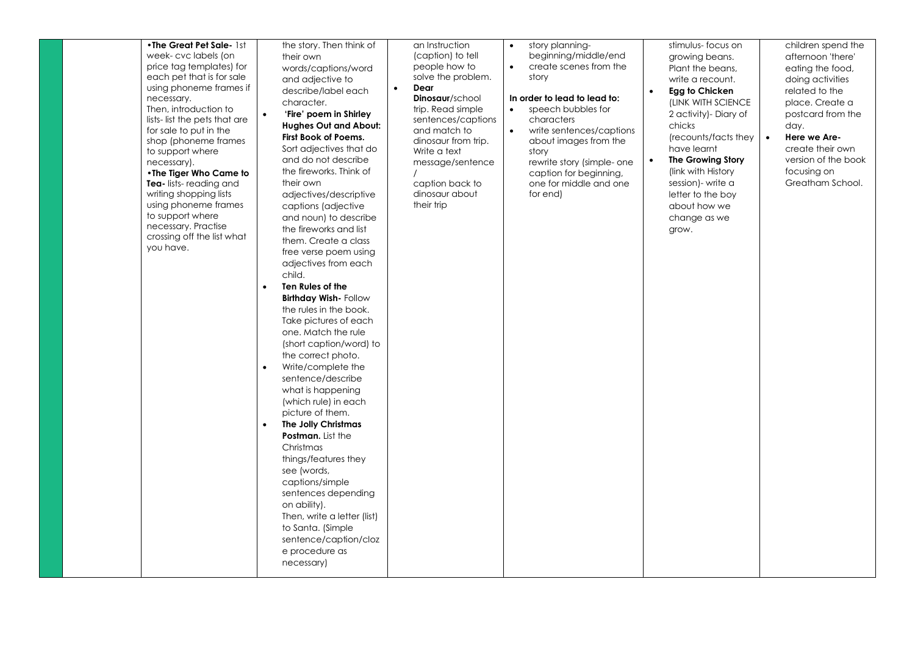| | | | | | | | |
|---|---|---|---|---|---|---|---|
| | | •**The Great Pet Sale-** 1st week- cvc labels (on price tag templates) for each pet that is for sale using phoneme frames if necessary. Then, introduction to lists- list the pets that are for sale to put in the shop (phoneme frames to support where necessary). •**The Tiger Who Came to Tea-** lists- reading and writing shopping lists using phoneme frames to support where necessary. Practise crossing off the list what you have. | the story. Then think of their own words/captions/word and adjective to describe/label each character. <br>• **'Fire' poem in Shirley Hughes Out and About: First Book of Poems.** Sort adjectives that do and do not describe the fireworks. Think of their own adjectives/descriptive captions (adjective and noun) to describe the fireworks and list them. Create a class free verse poem using adjectives from each child. <br>• **Ten Rules of the Birthday Wish-** Follow the rules in the book. Take pictures of each one. Match the rule (short caption/word) to the correct photo. <br>• Write/complete the sentence/describe what is happening (which rule) in each picture of them. <br>• **The Jolly Christmas Postman.** List the Christmas things/features they see (words, captions/simple sentences depending on ability). Then, write a letter (list) to Santa. (Simple sentence/caption/cloze procedure as necessary) | an Instruction (caption) to tell people how to solve the problem. <br>• **Dear Dinosaur**/school trip. Read simple sentences/captions and match to dinosaur from trip. Write a text message/sentence / caption back to dinosaur about their trip | • story planning- beginning/middle/end <br>• create scenes from the story <br>**In order to lead to lead to:** <br>• speech bubbles for characters <br>• write sentences/captions about images from the story rewrite story (simple- one caption for beginning, one for middle and one for end) | stimulus- focus on growing beans. Plant the beans, write a recount. <br>• **Egg to Chicken** (LINK WITH SCIENCE 2 activity)- Diary of chicks (recounts/facts they have learnt <br>• **The Growing Story** (link with History session)- write a letter to the boy about how we change as we grow. | children spend the afternoon 'there' eating the food, doing activities related to the place. Create a postcard from the day. <br>• **Here we Are-** create their own version of the book focusing on Greatham School. |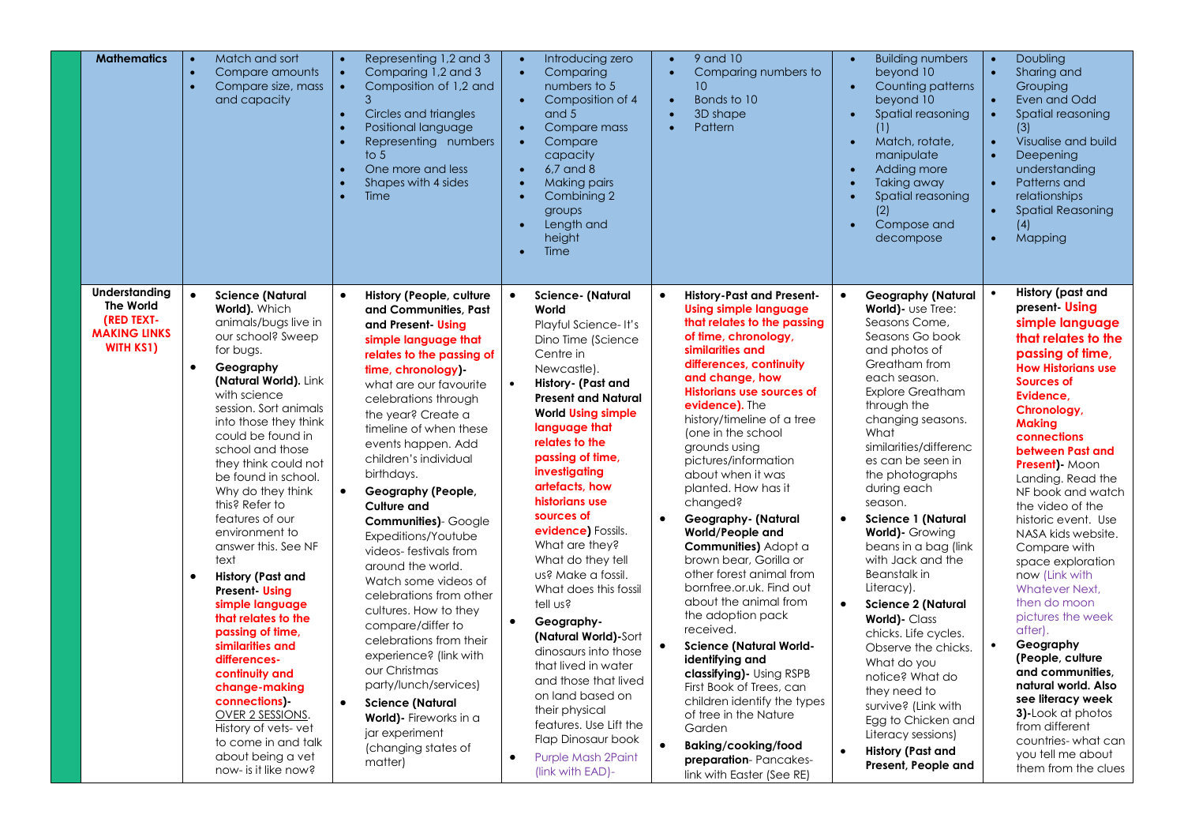| | | | | | | |
|---|---|---|---|---|---|---|
| **Mathematics** | • Match and sort<br>• Compare amounts<br>• Compare size, mass and capacity | • Representing 1,2 and 3<br>• Comparing 1,2 and 3<br>• Composition of 1,2 and 3<br>• Circles and triangles<br>• Positional language<br>• Representing numbers to 5<br>• One more and less<br>• Shapes with 4 sides<br>• Time | • Introducing zero<br>• Comparing numbers to 5<br>• Composition of 4 and 5<br>• Compare mass<br>• Compare capacity<br>• 6,7 and 8<br>• Making pairs<br>• Combining 2 groups<br>• Length and height<br>• Time | • 9 and 10<br>• Comparing numbers to 10<br>• Bonds to 10<br>• 3D shape<br>• Pattern | • Building numbers beyond 10<br>• Counting patterns beyond 10<br>• Spatial reasoning (1)<br>• Match, rotate, manipulate<br>• Adding more<br>• Taking away<br>• Spatial reasoning (2)<br>• Compose and decompose | • Doubling<br>• Sharing and Grouping<br>• Even and Odd<br>• Spatial reasoning (3)<br>• Visualise and build<br>• Deepening understanding<br>• Patterns and relationships<br>• Spatial Reasoning (4)<br>• Mapping |
| **Understanding The World (RED TEXT- MAKING LINKS WITH KS1)** | • **Science (Natural World).** Which animals/bugs live in our school? Sweep for bugs.<br>• **Geography (Natural World).** Link with science session. Sort animals into those they think could be found in school and those they think could not be found in school. Why do they think this? Refer to features of our environment to answer this. See NF text<br>• **History (Past and Present- Using simple language that relates to the passing of time, similarities and differences- continuity and change-making connections)-** OVER 2 SESSIONS. History of vets- vet to come in and talk about being a vet now- is it like now? | • **History (People, culture and Communities, Past and Present- Using simple language that relates to the passing of time, chronology)-** what are our favourite celebrations through the year? Create a timeline of when these events happen. Add children's individual birthdays.<br>• **Geography (People, Culture and Communities)**- Google Expeditions/Youtube videos- festivals from around the world. Watch some videos of celebrations from other cultures. How to they compare/differ to celebrations from their experience? (link with our Christmas party/lunch/services)<br>• **Science (Natural World)-** Fireworks in a jar experiment (changing states of matter) | • **Science- (Natural World** Playful Science- It's Dino Time (Science Centre in Newcastle).<br>• **History- (Past and Present and Natural World Using simple language that relates to the passing of time, investigating artefacts, how historians use sources of evidence)** Fossils. What are they? What do they tell us? Make a fossil. What does this fossil tell us?<br>• **Geography- (Natural World)-**Sort dinosaurs into those that lived in water and those that lived on land based on their physical features. Use Lift the Flap Dinosaur book<br>• Purple Mash 2Paint (link with EAD)- | • **History-Past and Present- Using simple language that relates to the passing of time, chronology, similarities and differences, continuity and change, how Historians use sources of evidence).** The history/timeline of a tree (one in the school grounds using pictures/information about when it was planted. How has it changed?<br>• **Geography- (Natural World/People and Communities)** Adopt a brown bear, Gorilla or other forest animal from bornfree.or.uk. Find out about the animal from the adoption pack received.<br>• **Science (Natural World- identifying and classifying)-** Using RSPB First Book of Trees, can children identify the types of tree in the Nature Garden<br>• **Baking/cooking/food preparation**- Pancakes- link with Easter (See RE) | • **Geography (Natural World)-** use Tree: Seasons Come, Seasons Go book and photos of Greatham from each season. Explore Greatham through the changing seasons. What similarities/differences can be seen in the photographs during each season.<br>• **Science 1 (Natural World)-** Growing beans in a bag (link with Jack and the Beanstalk in Literacy).<br>• **Science 2 (Natural World)-** Class chicks. Life cycles. Observe the chicks. What do you notice? What do they need to survive? (Link with Egg to Chicken and Literacy sessions)<br>• **History (Past and Present, People and** | • **History (past and present- Using simple language that relates to the passing of time, How Historians use Sources of Evidence, Chronology, Making connections between Past and Present)-** Moon Landing. Read the NF book and watch the video of the historic event. Use NASA kids website. Compare with space exploration now (Link with Whatever Next, then do moon pictures the week after).<br>• **Geography (People, culture and communities, natural world. Also see literacy week 3)-**Look at photos from different countries- what can you tell me about them from the clues |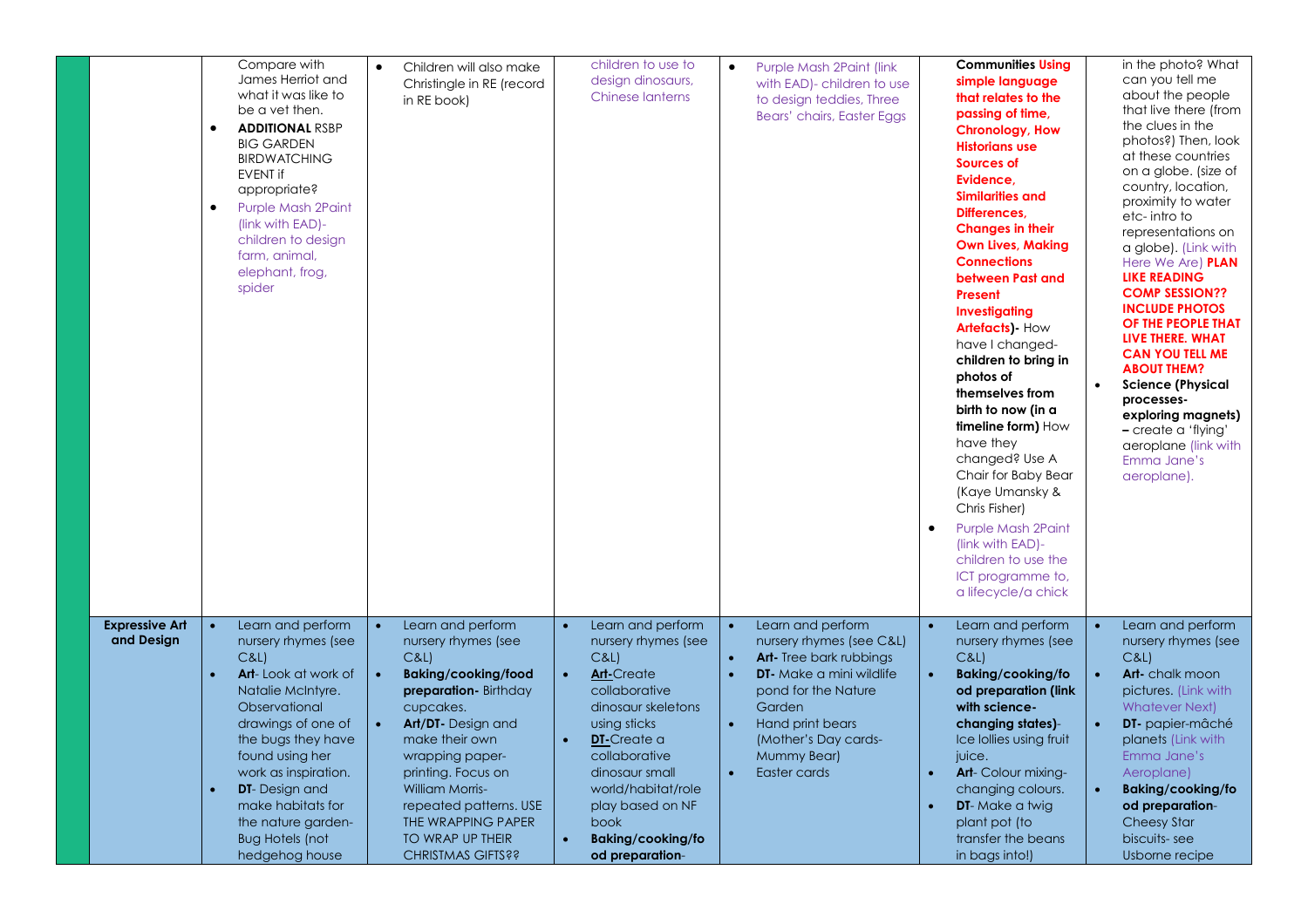| | | | | | | | |
|---|---|---|---|---|---|---|---|
| | Compare with James Herriot and what it was like to be a vet then.<br>• **ADDITIONAL** RSBP BIG GARDEN BIRDWATCHING EVENT if appropriate?<br>• Purple Mash 2Paint (link with EAD)- children to design farm, animal, elephant, frog, spider | • Children will also make Christingle in RE (record in RE book) | children to use to design dinosaurs, Chinese lanterns | • Purple Mash 2Paint (link with EAD)- children to use to design teddies, Three Bears' chairs, Easter Eggs | **Communities Using simple language that relates to the passing of time, Chronology, How Historians use Sources of Evidence, Similarities and Differences, Changes in their Own Lives, Making Connections between Past and Present Investigating Artefacts)-** How have I changed- **children to bring in photos of themselves from birth to now (in a timeline form)** How have they changed? Use A Chair for Baby Bear (Kaye Umansky & Chris Fisher)<br>• Purple Mash 2Paint (link with EAD)- children to use the ICT programme to, a lifecycle/a chick | in the photo? What can you tell me about the people that live there (from the clues in the photos?) Then, look at these countries on a globe. (size of country, location, proximity to water etc- intro to representations on a globe). (Link with Here We Are) **PLAN LIKE READING COMP SESSION?? INCLUDE PHOTOS OF THE PEOPLE THAT LIVE THERE. WHAT CAN YOU TELL ME ABOUT THEM?**<br>• **Science (Physical processes- exploring magnets) –** create a 'flying' aeroplane (link with Emma Jane's aeroplane). |
| **Expressive Art and Design** | • Learn and perform nursery rhymes (see C&L)<br>• **Art**- Look at work of Natalie McIntyre. Observational drawings of one of the bugs they have found using her work as inspiration.<br>• **DT**- Design and make habitats for the nature garden- Bug Hotels (not hedgehog house | • Learn and perform nursery rhymes (see C&L)<br>• **Baking/cooking/food preparation-** Birthday cupcakes.<br>• **Art/DT-** Design and make their own wrapping paper- printing. Focus on William Morris- repeated patterns. USE THE WRAPPING PAPER TO WRAP UP THEIR CHRISTMAS GIFTS?? | • Learn and perform nursery rhymes (see C&L)<br>• **Art-**Create collaborative dinosaur skeletons using sticks<br>• **DT-**Create a collaborative dinosaur small world/habitat/role play based on NF book<br>• **Baking/cooking/food preparation-** | • Learn and perform nursery rhymes (see C&L)<br>• **Art-** Tree bark rubbings<br>• **DT-** Make a mini wildlife pond for the Nature Garden<br>• Hand print bears (Mother's Day cards- Mummy Bear)<br>• Easter cards | • Learn and perform nursery rhymes (see C&L)<br>• **Baking/cooking/food preparation (link with science- changing states)**- Ice lollies using fruit juice.<br>• **Art**- Colour mixing- changing colours.<br>• **DT**- Make a twig plant pot (to transfer the beans in bags into!) | • Learn and perform nursery rhymes (see C&L)<br>• **Art-** chalk moon pictures. (Link with Whatever Next)<br>• **DT-** papier-mâché planets (Link with Emma Jane's Aeroplane)<br>• **Baking/cooking/food preparation-** Cheesy Star biscuits- see Usborne recipe |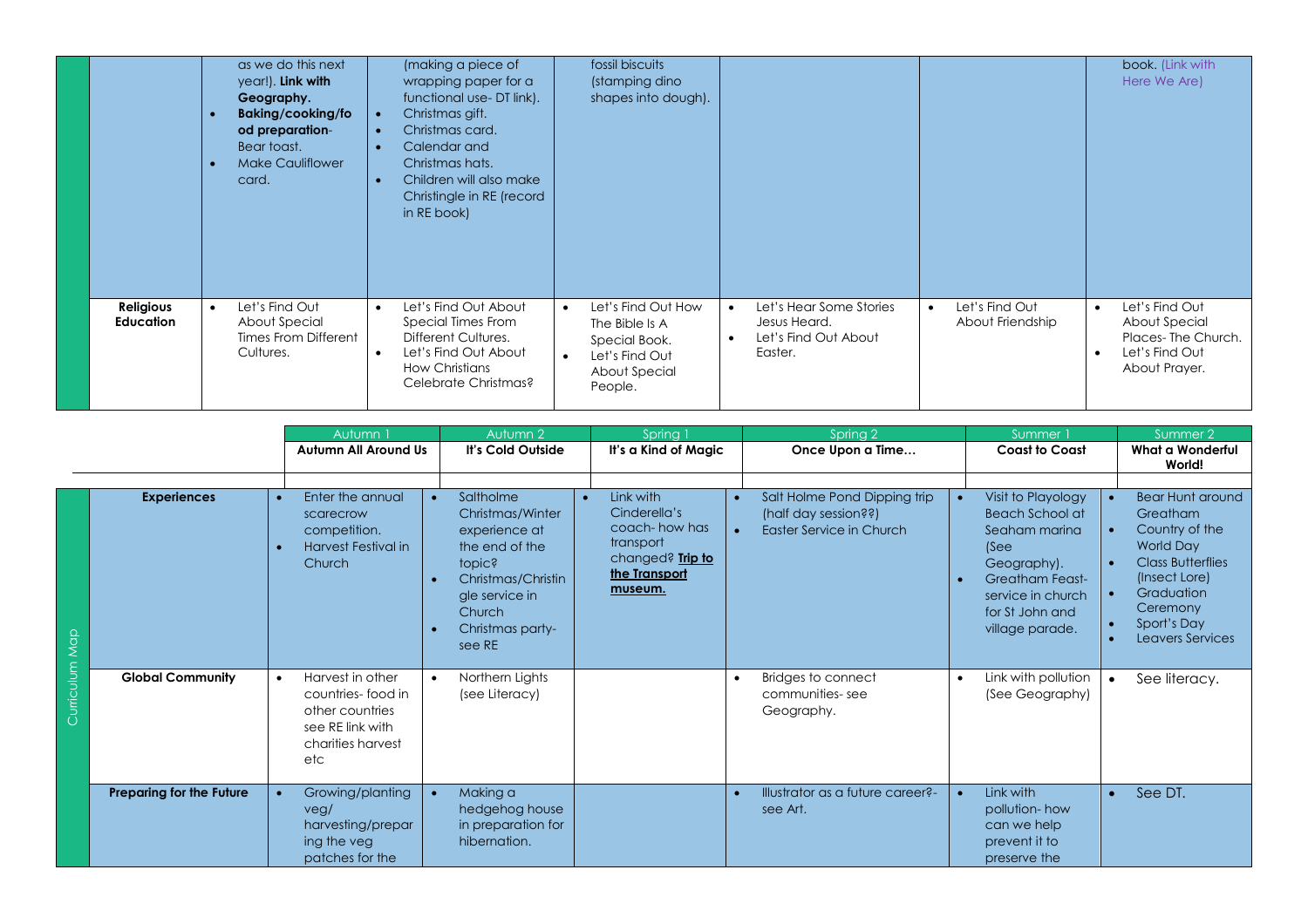| | | | | | | | |
|---|---|---|---|---|---|---|---|
| | | • as we do this next year!). **Link with Geography.**<br>• **Baking/cooking/food preparation**- Bear toast.<br>• Make Cauliflower card. | (making a piece of wrapping paper for a functional use- DT link).<br>• Christmas gift.<br>• Christmas card.<br>• Calendar and Christmas hats.<br>• Children will also make Christingle in RE (record in RE book) | fossil biscuits (stamping dino shapes into dough). | | | book. (Link with Here We Are) |
| | **Religious Education** | • Let's Find Out About Special Times From Different Cultures. | • Let's Find Out About Special Times From Different Cultures.<br>• Let's Find Out About How Christians Celebrate Christmas? | • Let's Find Out How The Bible Is A Special Book.<br>• Let's Find Out About Special People. | • Let's Hear Some Stories Jesus Heard.<br>• Let's Find Out About Easter. | • Let's Find Out About Friendship | • Let's Find Out About Special Places- The Church.<br>• Let's Find Out About Prayer. |

| | | Autumn 1 | Autumn 2 | Spring 1 | Spring 2 | Summer 1 | Summer 2 |
|---|---|---|---|---|---|---|---|
| | | **Autumn All Around Us** | **It's Cold Outside** | **It's a Kind of Magic** | **Once Upon a Time…** | **Coast to Coast** | **What a Wonderful World!** |
| Curriculum Map | **Experiences** | • Enter the annual scarecrow competition.<br>• Harvest Festival in Church | • Saltholme Christmas/Winter experience at the end of the topic?<br>• Christmas/Christingle service in Church<br>• Christmas party- see RE | • Link with Cinderella's coach- how has transport changed? **Trip to the Transport museum.** | • Salt Holme Pond Dipping trip (half day session??)<br>• Easter Service in Church | • Visit to Playology Beach School at Seaham marina (See Geography).<br>• Greatham Feast- service in church for St John and village parade. | • Bear Hunt around Greatham<br>• Country of the World Day<br>• Class Butterflies (Insect Lore)<br>• Graduation Ceremony<br>• Sport's Day<br>• Leavers Services |
| | **Global Community** | • Harvest in other countries- food in other countries see RE link with charities harvest etc | • Northern Lights (see Literacy) | | • Bridges to connect communities- see Geography. | • Link with pollution (See Geography) | • See literacy. |
| | **Preparing for the Future** | • Growing/planting veg/ harvesting/preparing the veg patches for the | • Making a hedgehog house in preparation for hibernation. | | • Illustrator as a future career?- see Art. | • Link with pollution- how can we help prevent it to preserve the | • See DT. |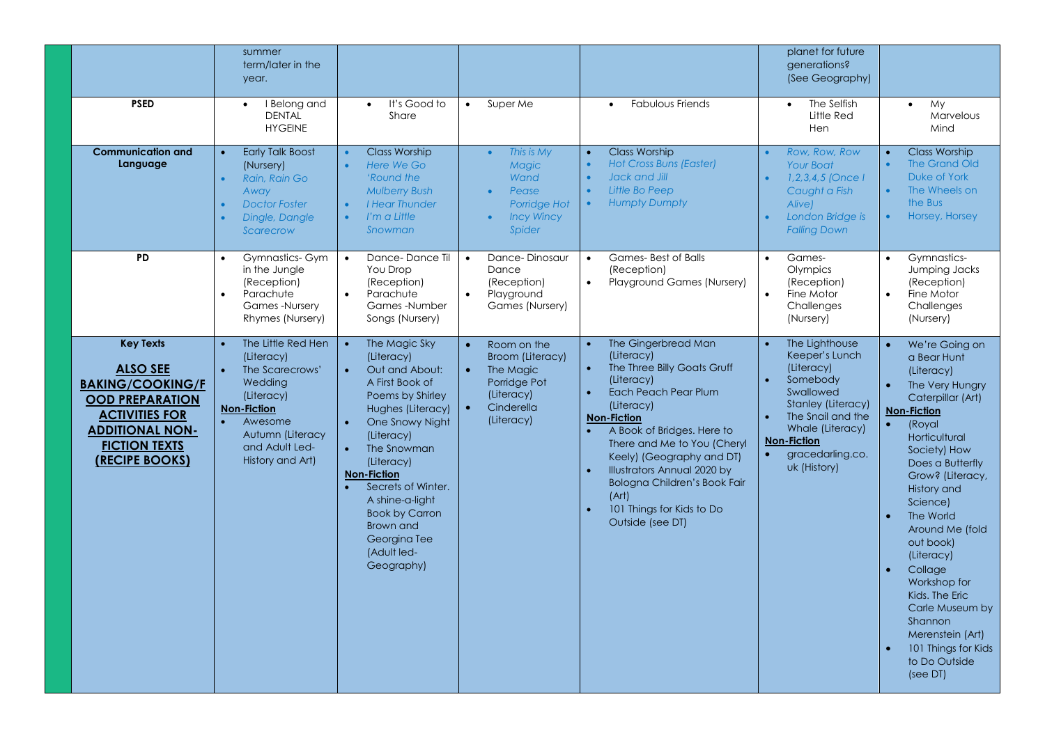| | | | | | | | |
|---|---|---|---|---|---|---|---|
| | | summer term/later in the year. | | | | planet for future generations? (See Geography) | |
| | **PSED** | • I Belong and DENTAL HYGEINE | • It's Good to Share | • Super Me | • Fabulous Friends | • The Selfish Little Red Hen | • My Marvelous Mind |
| | **Communication and Language** | • Early Talk Boost (Nursery) <br>• *Rain, Rain Go Away* <br>• *Doctor Foster* <br>• *Dingle, Dangle Scarecrow* | • Class Worship <br>• *Here We Go 'Round the Mulberry Bush* <br>• *I Hear Thunder* <br>• *I'm a Little Snowman* | • *This is My Magic Wand* <br>• *Pease Porridge Hot* <br>• *Incy Wincy Spider* | • Class Worship <br>• *Hot Cross Buns (Easter)* <br>• *Jack and Jill* <br>• *Little Bo Peep* <br>• *Humpty Dumpty* | • *Row, Row, Row Your Boat* <br>• *1,2,3,4,5 (Once I Caught a Fish Alive)* <br>• *London Bridge is Falling Down* | • Class Worship <br>• The Grand Old Duke of York <br>• The Wheels on the Bus <br>• Horsey, Horsey |
| | **PD** | • Gymnastics- Gym in the Jungle (Reception) <br>• Parachute Games -Nursery Rhymes (Nursery) | • Dance- Dance Til You Drop (Reception) <br>• Parachute Games -Number Songs (Nursery) | • Dance- Dinosaur Dance (Reception) <br>• Playground Games (Nursery) | • Games- Best of Balls (Reception) <br>• Playground Games (Nursery) | • Games- Olympics (Reception) <br>• Fine Motor Challenges (Nursery) | • Gymnastics- Jumping Jacks (Reception) <br>• Fine Motor Challenges (Nursery) |
| | **Key Texts** <br><br>**ALSO SEE BAKING/COOKING/FOOD PREPARATION ACTIVITIES FOR ADDITIONAL NON-FICTION TEXTS (RECIPE BOOKS)** | • The Little Red Hen (Literacy) <br>• The Scarecrows' Wedding (Literacy) <br>**Non-Fiction** <br>• Awesome Autumn (Literacy and Adult Led- History and Art) | • The Magic Sky (Literacy) <br>• Out and About: A First Book of Poems by Shirley Hughes (Literacy) <br>• One Snowy Night (Literacy) <br>• The Snowman (Literacy) <br>**Non-Fiction** <br>• Secrets of Winter. A shine-a-light Book by Carron Brown and Georgina Tee (Adult led-Geography) | • Room on the Broom (Literacy) <br>• The Magic Porridge Pot (Literacy) <br>• Cinderella (Literacy) | • The Gingerbread Man (Literacy) <br>• The Three Billy Goats Gruff (Literacy) <br>• Each Peach Pear Plum (Literacy) <br>**Non-Fiction** <br>• A Book of Bridges. Here to There and Me to You (Cheryl Keely) (Geography and DT) <br>• Illustrators Annual 2020 by Bologna Children's Book Fair (Art) <br>• 101 Things for Kids to Do Outside (see DT) | • The Lighthouse Keeper's Lunch (Literacy) <br>• Somebody Swallowed Stanley (Literacy) <br>• The Snail and the Whale (Literacy) <br>**Non-Fiction** <br>• gracedarling.co.uk (History) | • We're Going on a Bear Hunt (Literacy) <br>• The Very Hungry Caterpillar (Art) <br>**Non-Fiction** <br>• (Royal Horticultural Society) How Does a Butterfly Grow? (Literacy, History and Science) <br>• The World Around Me (fold out book) (Literacy) <br>• Collage Workshop for Kids. The Eric Carle Museum by Shannon Merenstein (Art) <br>• 101 Things for Kids to Do Outside (see DT) |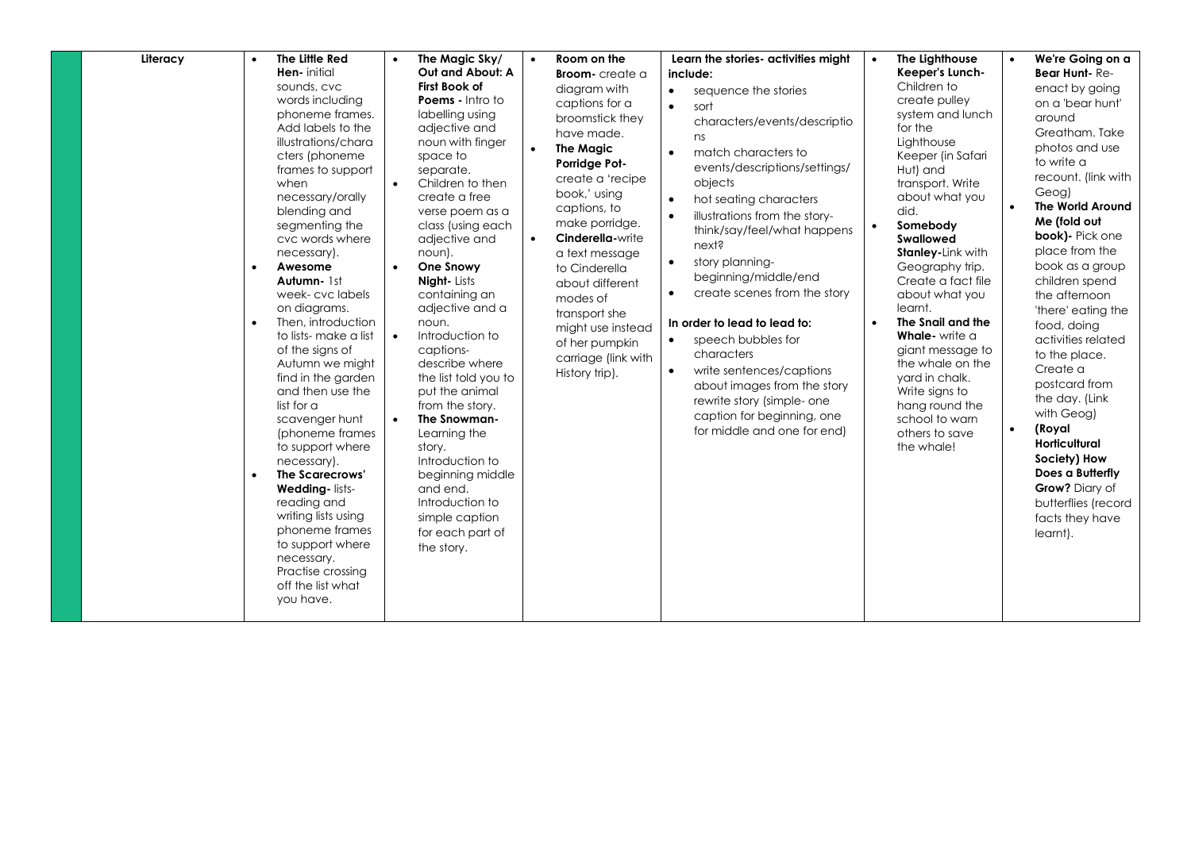| Literacy | The Little Red Hen- initial sounds, cvc words including phoneme frames. Add labels to the illustrations/characters (phoneme frames to support when necessary/orally blending and segmenting the cvc words where necessary).<br>• **Awesome Autumn-** 1st week- cvc labels on diagrams.<br>• Then, introduction to lists- make a list of the signs of Autumn we might find in the garden and then use the list for a scavenger hunt (phoneme frames to support where necessary).<br>• **The Scarecrows' Wedding-** lists- reading and writing lists using phoneme frames to support where necessary. Practise crossing off the list what you have. | • **The Magic Sky/ Out and About: A First Book of Poems -** Intro to labelling using adjective and noun with finger space to separate.<br>• Children to then create a free verse poem as a class (using each adjective and noun).<br>• **One Snowy Night-** Lists containing an adjective and a noun.<br>• Introduction to captions- describe where the list told you to put the animal from the story.<br>• **The Snowman-** Learning the story. Introduction to beginning middle and end. Introduction to simple caption for each part of the story. | • **Room on the Broom-** create a diagram with captions for a broomstick they have made.<br>• **The Magic Porridge Pot-** create a 'recipe book,' using captions, to make porridge.<br>• **Cinderella-**write a text message to Cinderella about different modes of transport she might use instead of her pumpkin carriage (link with History trip). | **Learn the stories- activities might include:**<br>• sequence the stories<br>• sort characters/events/descriptions<br>• match characters to events/descriptions/settings/objects<br>• hot seating characters<br>• illustrations from the story- think/say/feel/what happens next?<br>• story planning- beginning/middle/end<br>• create scenes from the story<br><br>**In order to lead to lead to:**<br>• speech bubbles for characters<br>• write sentences/captions about images from the story rewrite story (simple- one caption for beginning, one for middle and one for end) | • **The Lighthouse Keeper's Lunch-** Children to create pulley system and lunch for the Lighthouse Keeper (in Safari Hut) and transport. Write about what you did.<br>• **Somebody Swallowed Stanley-**Link with Geography trip. Create a fact file about what you learnt.<br>• **The Snail and the Whale-** write a giant message to the whale on the yard in chalk. Write signs to hang round the school to warn others to save the whale! | • **We're Going on a Bear Hunt-** Re-enact by going on a 'bear hunt' around Greatham. Take photos and use to write a recount. (link with Geog)<br>• **The World Around Me (fold out book)-** Pick one place from the book as a group children spend the afternoon 'there' eating the food, doing activities related to the place. Create a postcard from the day. (Link with Geog)<br>• **(Royal Horticultural Society) How Does a Butterfly Grow?** Diary of butterflies (record facts they have learnt). |
|---|---|---|---|---|---|---|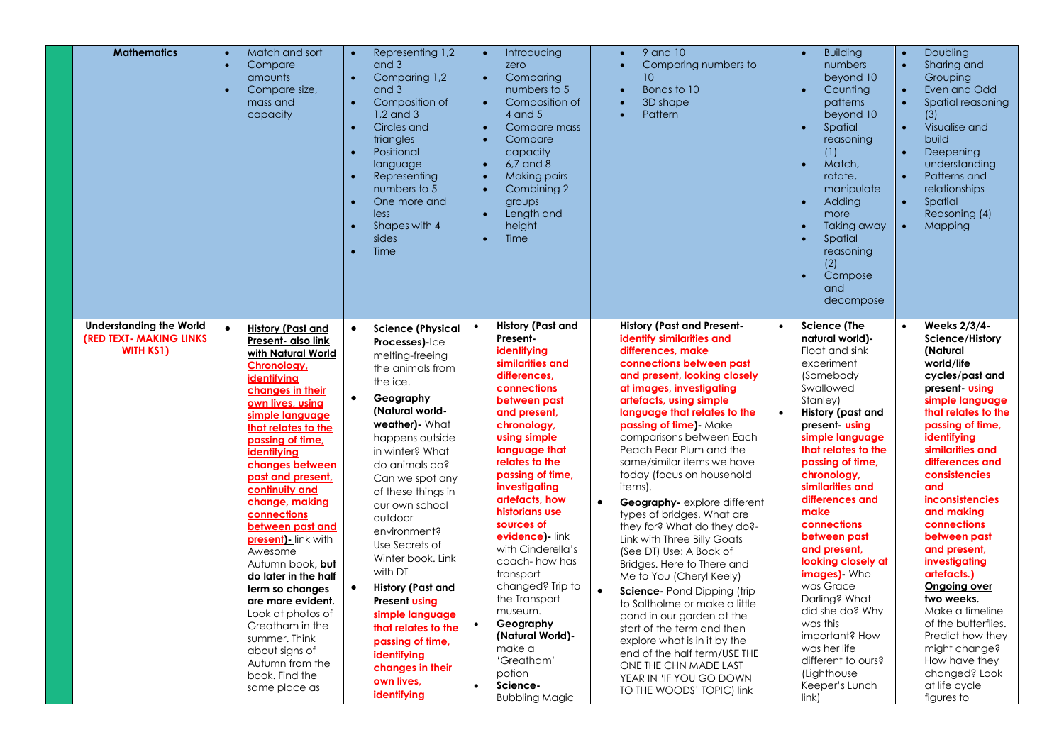| | | | | | | | |
|---|---|---|---|---|---|---|---|
| **Mathematics** | • Match and sort<br>• Compare amounts<br>• Compare size, mass and capacity | • Representing 1,2 and 3<br>• Comparing 1,2 and 3<br>• Composition of 1,2 and 3<br>• Circles and triangles<br>• Positional language<br>• Representing numbers to 5<br>• One more and less<br>• Shapes with 4 sides<br>• Time | • Introducing zero<br>• Comparing numbers to 5<br>• Composition of 4 and 5<br>• Compare mass<br>• Compare capacity<br>• 6,7 and 8<br>• Making pairs<br>• Combining 2 groups<br>• Length and height<br>• Time | • 9 and 10<br>• Comparing numbers to 10<br>• Bonds to 10<br>• 3D shape<br>• Pattern | • Building numbers beyond 10<br>• Counting patterns beyond 10<br>• Spatial reasoning (1)<br>• Match, rotate, manipulate<br>• Adding more<br>• Taking away<br>• Spatial reasoning (2)<br>• Compose and decompose | • Doubling<br>• Sharing and Grouping<br>• Even and Odd<br>• Spatial reasoning (3)<br>• Visualise and build<br>• Deepening understanding<br>• Patterns and relationships<br>• Spatial Reasoning (4)<br>• Mapping |
| **Understanding the World (RED TEXT- MAKING LINKS WITH KS1)** | • **History (Past and Present- also link with Natural World Chronology, identifying changes in their own lives, using simple language that relates to the passing of time, identifying changes between past and present, continuity and change, making connections between past and present)-** link with Awesome Autumn book, **but do later in the half term so changes are more evident.** Look at photos of Greatham in the summer. Think about signs of Autumn from the book. Find the same place as | • **Science (Physical Processes)-**Ice melting-freeing the animals from the ice.<br>• **Geography (Natural world- weather)-** What happens outside in winter? What do animals do? Can we spot any of these things in our own school outdoor environment? Use Secrets of Winter book. Link with DT<br>• **History (Past and Present using simple language that relates to the passing of time, identifying changes in their own lives, identifying** | • **History (Past and Present- identifying similarities and differences, connections between past and present, chronology, using simple language that relates to the passing of time, investigating artefacts, how historians use sources of evidence)-** link with Cinderella's coach- how has transport changed? Trip to the Transport museum.<br>• **Geography (Natural World)-** make a 'Greatham' potion<br>• **Science-** Bubbling Magic | **History (Past and Present- identify similarities and differences, make connections between past and present, looking closely at images, investigating artefacts, using simple language that relates to the passing of time)-** Make comparisons between Each Peach Pear Plum and the same/similar items we have today (focus on household items).<br>• **Geography-** explore different types of bridges. What are they for? What do they do?- Link with Three Billy Goats (See DT) Use: A Book of Bridges. Here to There and Me to You (Cheryl Keely)<br>• **Science-** Pond Dipping (trip to Saltholme or make a little pond in our garden at the start of the term and then explore what is in it by the end of the half term/USE THE ONE THE CHN MADE LAST YEAR IN 'IF YOU GO DOWN TO THE WOODS' TOPIC) link | • **Science (The natural world)-** Float and sink experiment (Somebody Swallowed Stanley)<br>• **History (past and present- using simple language that relates to the passing of time, chronology, similarities and differences and make connections between past and present, looking closely at images)-** Who was Grace Darling? What did she do? Why was this important? How was her life different to ours? (Lighthouse Keeper's Lunch link) | • **Weeks 2/3/4- Science/History (Natural world/life cycles/past and present- using simple language that relates to the passing of time, identifying similarities and differences and consistencies and inconsistencies and making connections between past and present, investigating artefacts.)** **Ongoing over two weeks.** Make a timeline of the butterflies. Predict how they might change? How have they changed? Look at life cycle figures to |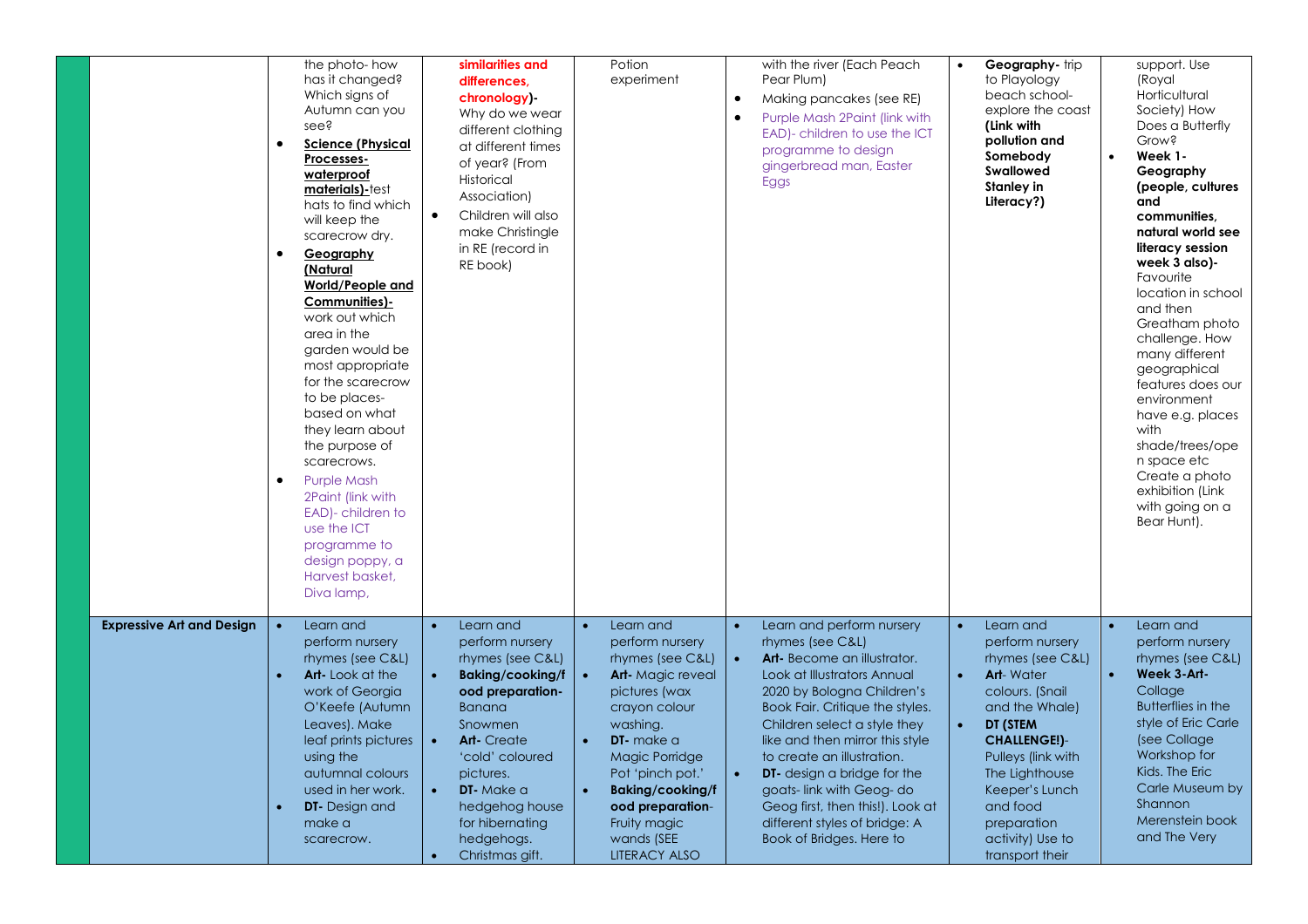| | | | | | | |
|---|---|---|---|---|---|---|
| | the photo- how has it changed? Which signs of Autumn can you see?<br>• **Science (Physical Processes- waterproof materials)**-test hats to find which will keep the scarecrow dry.<br>• **Geography (Natural World/People and Communities)**- work out which area in the garden would be most appropriate for the scarecrow to be places- based on what they learn about the purpose of scarecrows.<br>• Purple Mash 2Paint (link with EAD)- children to use the ICT programme to design poppy, a Harvest basket, Diva lamp, | **similarities and differences, chronology)**- Why do we wear different clothing at different times of year? (From Historical Association)<br>• Children will also make Christingle in RE (record in RE book) | Potion experiment | with the river (Each Peach Pear Plum)<br>• Making pancakes (see RE)<br>• Purple Mash 2Paint (link with EAD)- children to use the ICT programme to design gingerbread man, Easter Eggs | • **Geography**- trip to Playology beach school- explore the coast **(Link with pollution and Somebody Swallowed Stanley in Literacy?)** | support. Use (Royal Horticultural Society) How Does a Butterfly Grow?<br>• **Week 1- Geography (people, cultures and communities, natural world see literacy session week 3 also)**- Favourite location in school and then Greatham photo challenge. How many different geographical features does our environment have e.g. places with shade/trees/open space etc Create a photo exhibition (Link with going on a Bear Hunt). |
| **Expressive Art and Design** | • Learn and perform nursery rhymes (see C&L)<br>• **Art-** Look at the work of Georgia O'Keefe (Autumn Leaves). Make leaf prints pictures using the autumnal colours used in her work.<br>• **DT-** Design and make a scarecrow. | • Learn and perform nursery rhymes (see C&L)<br>• **Baking/cooking/food preparation**- Banana Snowmen<br>• **Art-** Create 'cold' coloured pictures.<br>• **DT-** Make a hedgehog house for hibernating hedgehogs.<br>• Christmas gift. | • Learn and perform nursery rhymes (see C&L)<br>• **Art-** Magic reveal pictures (wax crayon colour washing.<br>• **DT-** make a Magic Porridge Pot 'pinch pot.'<br>• **Baking/cooking/food preparation**- Fruity magic wands (SEE LITERACY ALSO | • Learn and perform nursery rhymes (see C&L)<br>• **Art-** Become an illustrator. Look at Illustrators Annual 2020 by Bologna Children's Book Fair. Critique the styles. Children select a style they like and then mirror this style to create an illustration.<br>• **DT-** design a bridge for the goats- link with Geog- do Geog first, then this!). Look at different styles of bridge: A Book of Bridges. Here to | • Learn and perform nursery rhymes (see C&L)<br>• **Art**- Water colours. (Snail and the Whale)<br>• **DT (STEM CHALLENGE!)**- Pulleys (link with The Lighthouse Keeper's Lunch and food preparation activity) Use to transport their | • Learn and perform nursery rhymes (see C&L)<br>• **Week 3-Art-** Collage Butterflies in the style of Eric Carle (see Collage Workshop for Kids. The Eric Carle Museum by Shannon Merenstein book and The Very |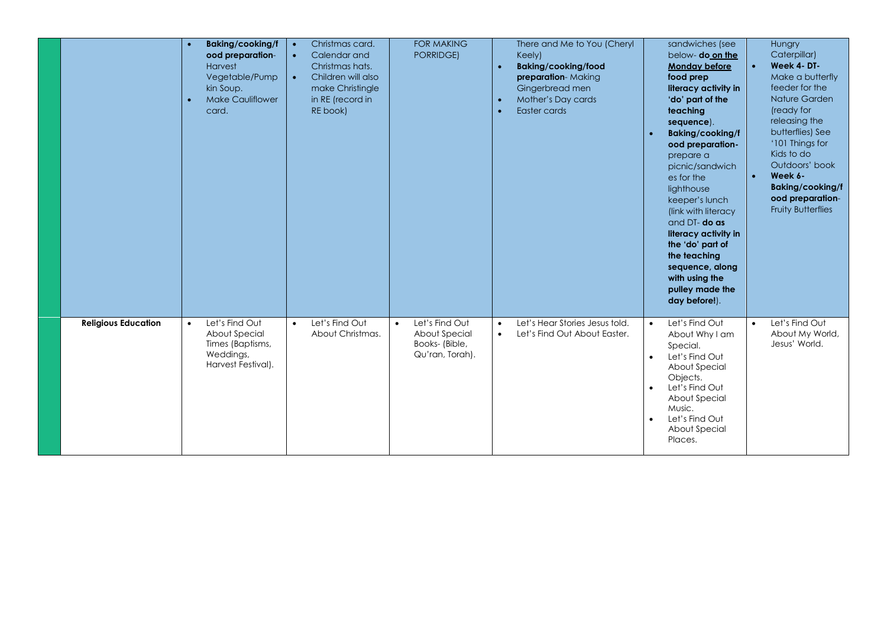| | | | | | | | |
|---|---|---|---|---|---|---|---|
| | | • **Baking/cooking/food preparation**- Harvest Vegetable/Pumpkin Soup.<br>• Make Cauliflower card. | • Christmas card.<br>• Calendar and Christmas hats.<br>• Children will also make Christingle in RE (record in RE book) | FOR MAKING PORRIDGE) | There and Me to You (Cheryl Keely)<br>• **Baking/cooking/food preparation**- Making Gingerbread men<br>• Mother's Day cards<br>• Easter cards | sandwiches (see below- **do <u>on the Monday before</u> food prep literacy activity in 'do' part of the teaching sequence**).<br>• **Baking/cooking/food preparation-** prepare a picnic/sandwiches for the lighthouse keeper's lunch (link with literacy and DT- **do as literacy activity in the 'do' part of the teaching sequence, along with using the pulley made the day before!**). | Hungry Caterpillar)<br>• **Week 4- DT-** Make a butterfly feeder for the Nature Garden (ready for releasing the butterflies) See '101 Things for Kids to do Outdoors' book<br>• **Week 6- Baking/cooking/food preparation**- Fruity Butterflies |
| | **Religious Education** | • Let's Find Out About Special Times (Baptisms, Weddings, Harvest Festival). | • Let's Find Out About Christmas. | • Let's Find Out About Special Books- (Bible, Qu'ran, Torah). | • Let's Hear Stories Jesus told.<br>• Let's Find Out About Easter. | • Let's Find Out About Why I am Special.<br>• Let's Find Out About Special Objects.<br>• Let's Find Out About Special Music.<br>• Let's Find Out About Special Places. | • Let's Find Out About My World, Jesus' World. |